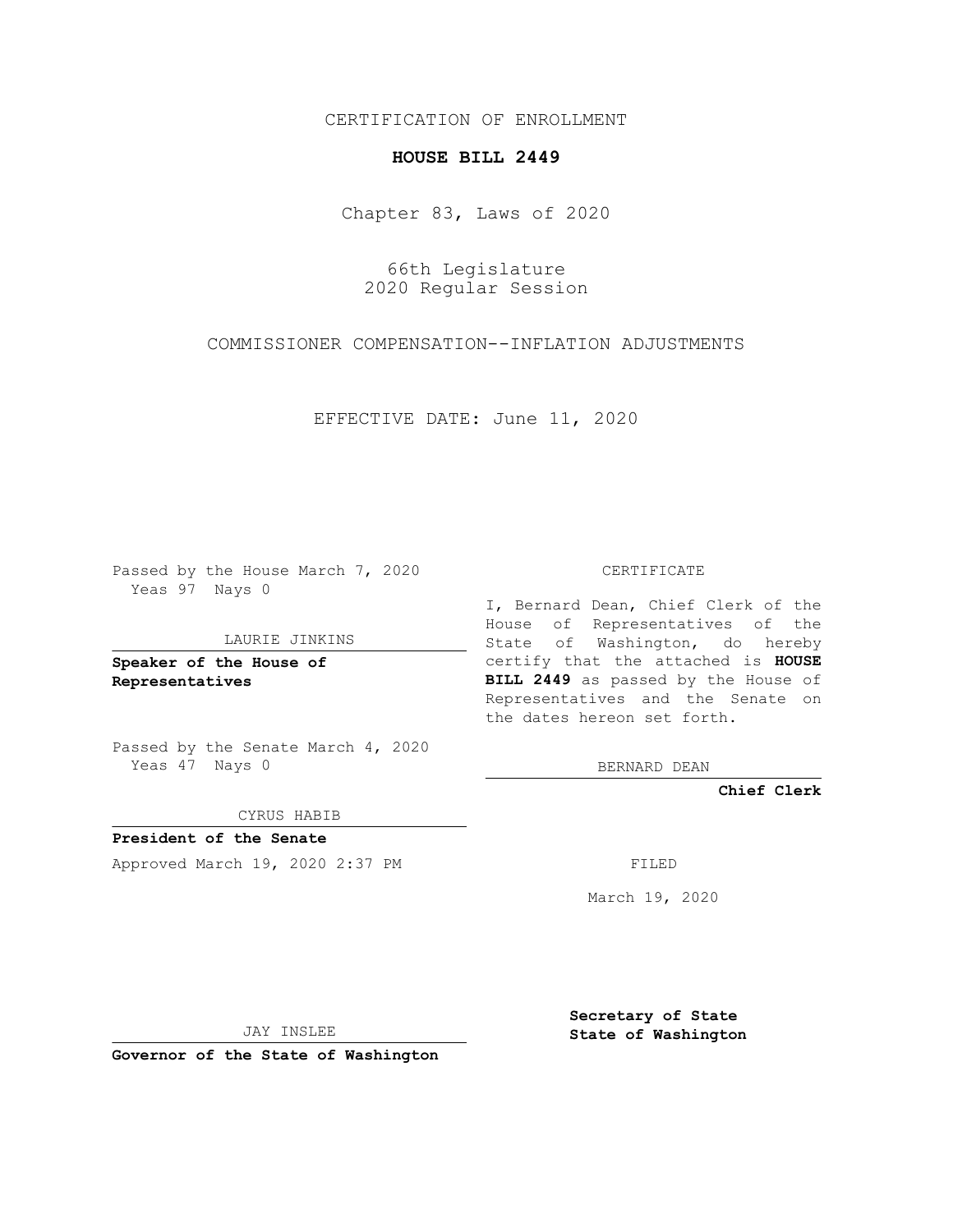CERTIFICATION OF ENROLLMENT

**HOUSE BILL 2449**

Chapter 83, Laws of 2020

66th Legislature
2020 Regular Session

COMMISSIONER COMPENSATION--INFLATION ADJUSTMENTS

EFFECTIVE DATE: June 11, 2020

Passed by the House March 7, 2020
Yeas 97 Nays 0

LAURIE JINKINS

**Speaker of the House of Representatives**

Passed by the Senate March 4, 2020
Yeas 47 Nays 0

CYRUS HABIB

**President of the Senate**

Approved March 19, 2020 2:37 PM

JAY INSLEE

**Governor of the State of Washington**

CERTIFICATE

I, Bernard Dean, Chief Clerk of the House of Representatives of the State of Washington, do hereby certify that the attached is **HOUSE BILL 2449** as passed by the House of Representatives and the Senate on the dates hereon set forth.

BERNARD DEAN

**Chief Clerk**

FILED

March 19, 2020

**Secretary of State**
**State of Washington**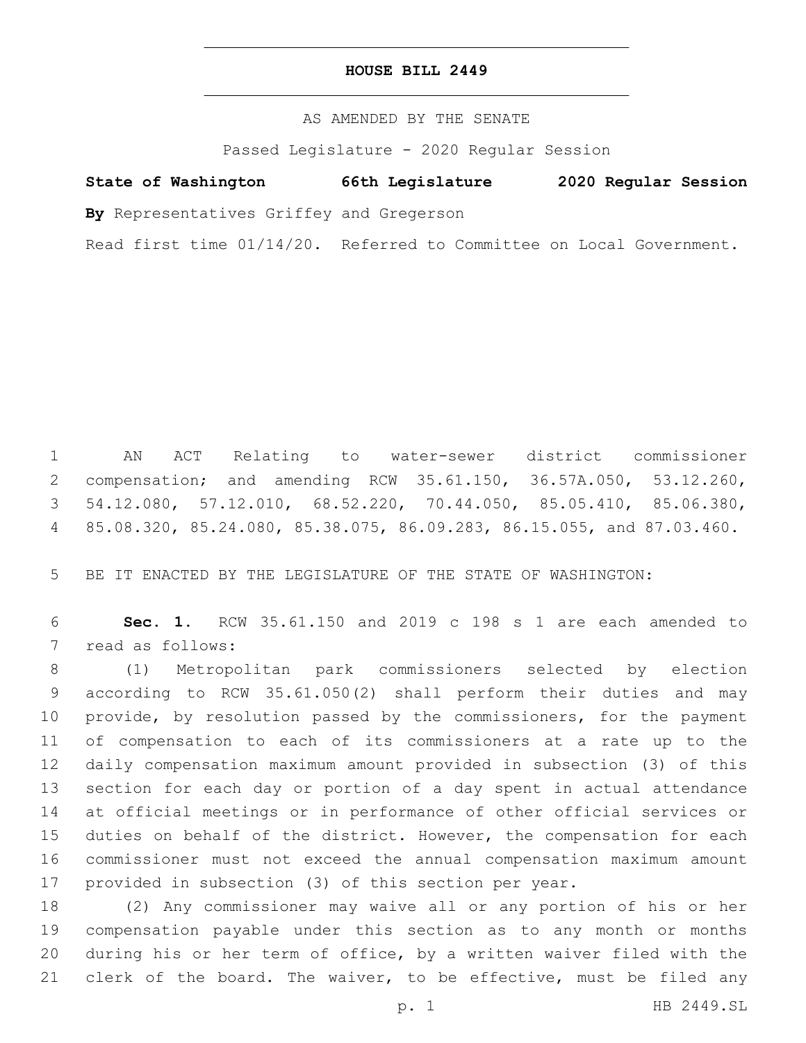# HOUSE BILL 2449

AS AMENDED BY THE SENATE

Passed Legislature - 2020 Regular Session

**State of Washington 66th Legislature 2020 Regular Session**

**By** Representatives Griffey and Gregerson

Read first time 01/14/20. Referred to Committee on Local Government.

AN ACT Relating to water-sewer district commissioner compensation; and amending RCW 35.61.150, 36.57A.050, 53.12.260, 54.12.080, 57.12.010, 68.52.220, 70.44.050, 85.05.410, 85.06.380, 85.08.320, 85.24.080, 85.38.075, 86.09.283, 86.15.055, and 87.03.460.

BE IT ENACTED BY THE LEGISLATURE OF THE STATE OF WASHINGTON:

**Sec. 1.** RCW 35.61.150 and 2019 c 198 s 1 are each amended to read as follows:

(1) Metropolitan park commissioners selected by election according to RCW 35.61.050(2) shall perform their duties and may provide, by resolution passed by the commissioners, for the payment of compensation to each of its commissioners at a rate up to the daily compensation maximum amount provided in subsection (3) of this section for each day or portion of a day spent in actual attendance at official meetings or in performance of other official services or duties on behalf of the district. However, the compensation for each commissioner must not exceed the annual compensation maximum amount provided in subsection (3) of this section per year.

(2) Any commissioner may waive all or any portion of his or her compensation payable under this section as to any month or months during his or her term of office, by a written waiver filed with the clerk of the board. The waiver, to be effective, must be filed any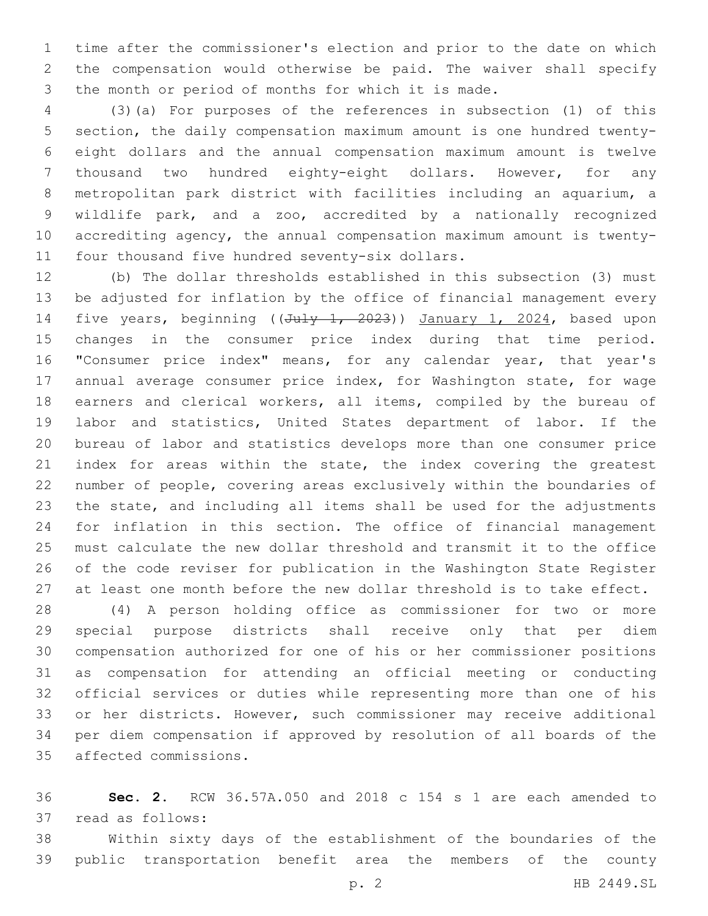time after the commissioner's election and prior to the date on which the compensation would otherwise be paid. The waiver shall specify the month or period of months for which it is made.

(3)(a) For purposes of the references in subsection (1) of this section, the daily compensation maximum amount is one hundred twenty-eight dollars and the annual compensation maximum amount is twelve thousand two hundred eighty-eight dollars. However, for any metropolitan park district with facilities including an aquarium, a wildlife park, and a zoo, accredited by a nationally recognized accrediting agency, the annual compensation maximum amount is twenty-four thousand five hundred seventy-six dollars.

(b) The dollar thresholds established in this subsection (3) must be adjusted for inflation by the office of financial management every five years, beginning ((~~July 1, 2023~~)) <u>January 1, 2024</u>, based upon changes in the consumer price index during that time period. "Consumer price index" means, for any calendar year, that year's annual average consumer price index, for Washington state, for wage earners and clerical workers, all items, compiled by the bureau of labor and statistics, United States department of labor. If the bureau of labor and statistics develops more than one consumer price index for areas within the state, the index covering the greatest number of people, covering areas exclusively within the boundaries of the state, and including all items shall be used for the adjustments for inflation in this section. The office of financial management must calculate the new dollar threshold and transmit it to the office of the code reviser for publication in the Washington State Register at least one month before the new dollar threshold is to take effect.

(4) A person holding office as commissioner for two or more special purpose districts shall receive only that per diem compensation authorized for one of his or her commissioner positions as compensation for attending an official meeting or conducting official services or duties while representing more than one of his or her districts. However, such commissioner may receive additional per diem compensation if approved by resolution of all boards of the affected commissions.

**Sec. 2.** RCW 36.57A.050 and 2018 c 154 s 1 are each amended to read as follows:

Within sixty days of the establishment of the boundaries of the public transportation benefit area the members of the county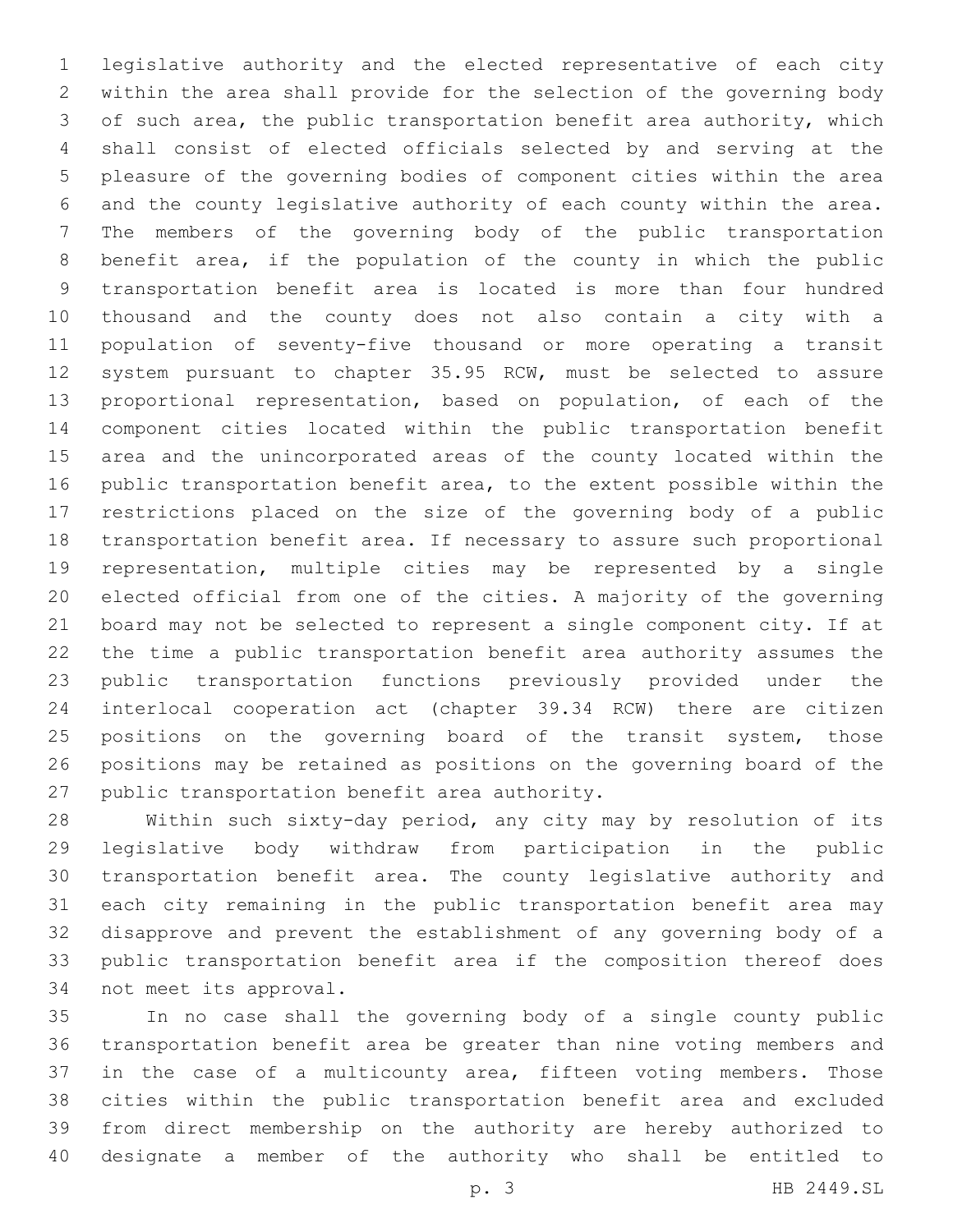legislative authority and the elected representative of each city within the area shall provide for the selection of the governing body of such area, the public transportation benefit area authority, which shall consist of elected officials selected by and serving at the pleasure of the governing bodies of component cities within the area and the county legislative authority of each county within the area. The members of the governing body of the public transportation benefit area, if the population of the county in which the public transportation benefit area is located is more than four hundred thousand and the county does not also contain a city with a population of seventy-five thousand or more operating a transit system pursuant to chapter 35.95 RCW, must be selected to assure proportional representation, based on population, of each of the component cities located within the public transportation benefit area and the unincorporated areas of the county located within the public transportation benefit area, to the extent possible within the restrictions placed on the size of the governing body of a public transportation benefit area. If necessary to assure such proportional representation, multiple cities may be represented by a single elected official from one of the cities. A majority of the governing board may not be selected to represent a single component city. If at the time a public transportation benefit area authority assumes the public transportation functions previously provided under the interlocal cooperation act (chapter 39.34 RCW) there are citizen positions on the governing board of the transit system, those positions may be retained as positions on the governing board of the public transportation benefit area authority.

Within such sixty-day period, any city may by resolution of its legislative body withdraw from participation in the public transportation benefit area. The county legislative authority and each city remaining in the public transportation benefit area may disapprove and prevent the establishment of any governing body of a public transportation benefit area if the composition thereof does not meet its approval.

In no case shall the governing body of a single county public transportation benefit area be greater than nine voting members and in the case of a multicounty area, fifteen voting members. Those cities within the public transportation benefit area and excluded from direct membership on the authority are hereby authorized to designate a member of the authority who shall be entitled to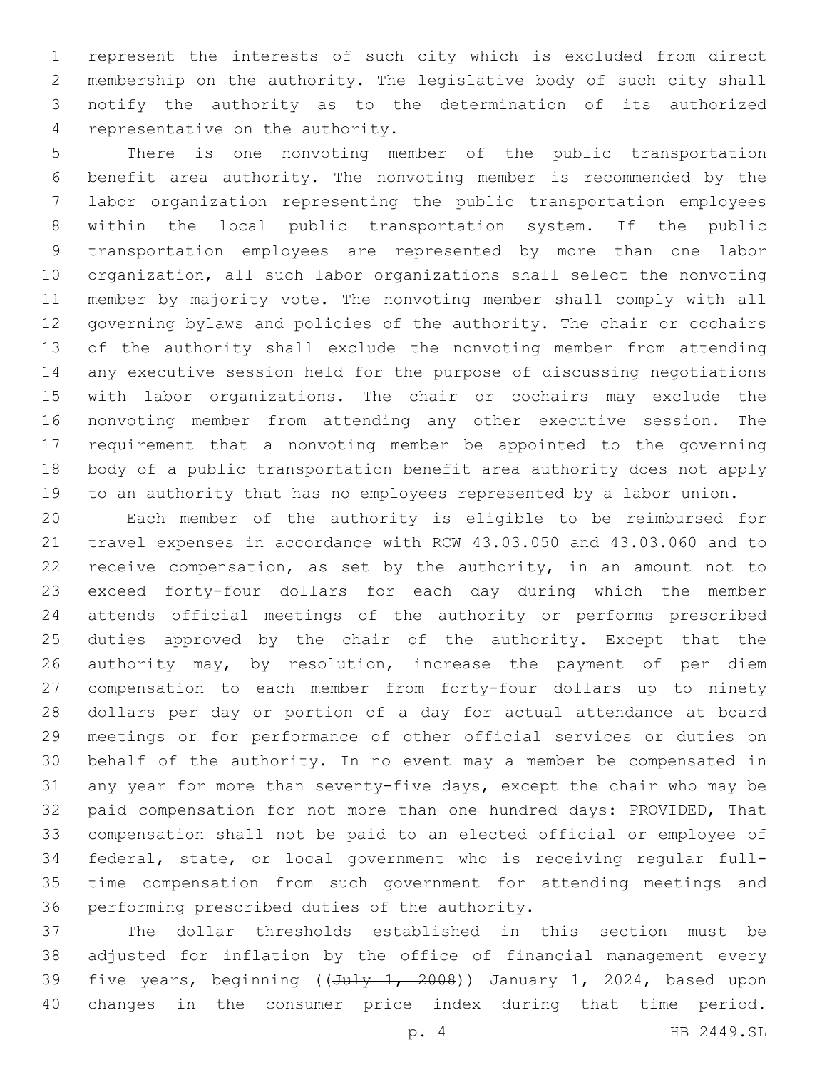represent the interests of such city which is excluded from direct membership on the authority. The legislative body of such city shall notify the authority as to the determination of its authorized representative on the authority.

There is one nonvoting member of the public transportation benefit area authority. The nonvoting member is recommended by the labor organization representing the public transportation employees within the local public transportation system. If the public transportation employees are represented by more than one labor organization, all such labor organizations shall select the nonvoting member by majority vote. The nonvoting member shall comply with all governing bylaws and policies of the authority. The chair or cochairs of the authority shall exclude the nonvoting member from attending any executive session held for the purpose of discussing negotiations with labor organizations. The chair or cochairs may exclude the nonvoting member from attending any other executive session. The requirement that a nonvoting member be appointed to the governing body of a public transportation benefit area authority does not apply to an authority that has no employees represented by a labor union.

Each member of the authority is eligible to be reimbursed for travel expenses in accordance with RCW 43.03.050 and 43.03.060 and to receive compensation, as set by the authority, in an amount not to exceed forty-four dollars for each day during which the member attends official meetings of the authority or performs prescribed duties approved by the chair of the authority. Except that the authority may, by resolution, increase the payment of per diem compensation to each member from forty-four dollars up to ninety dollars per day or portion of a day for actual attendance at board meetings or for performance of other official services or duties on behalf of the authority. In no event may a member be compensated in any year for more than seventy-five days, except the chair who may be paid compensation for not more than one hundred days: PROVIDED, That compensation shall not be paid to an elected official or employee of federal, state, or local government who is receiving regular full-time compensation from such government for attending meetings and performing prescribed duties of the authority.

The dollar thresholds established in this section must be adjusted for inflation by the office of financial management every five years, beginning ((~~July 1, 2008~~)) January 1, 2024, based upon changes in the consumer price index during that time period.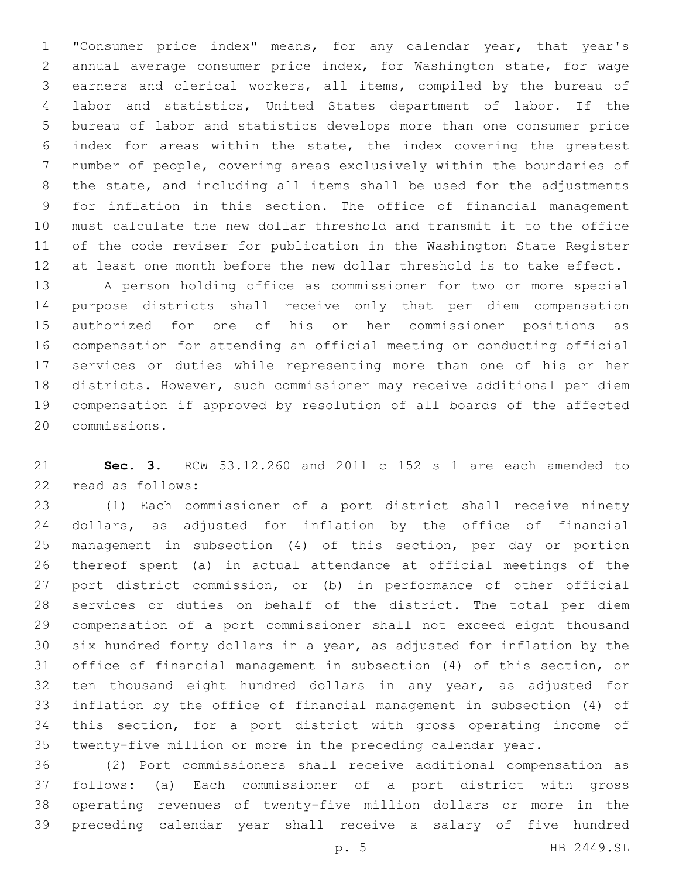"Consumer price index" means, for any calendar year, that year's annual average consumer price index, for Washington state, for wage earners and clerical workers, all items, compiled by the bureau of labor and statistics, United States department of labor. If the bureau of labor and statistics develops more than one consumer price index for areas within the state, the index covering the greatest number of people, covering areas exclusively within the boundaries of the state, and including all items shall be used for the adjustments for inflation in this section. The office of financial management must calculate the new dollar threshold and transmit it to the office of the code reviser for publication in the Washington State Register at least one month before the new dollar threshold is to take effect.

A person holding office as commissioner for two or more special purpose districts shall receive only that per diem compensation authorized for one of his or her commissioner positions as compensation for attending an official meeting or conducting official services or duties while representing more than one of his or her districts. However, such commissioner may receive additional per diem compensation if approved by resolution of all boards of the affected commissions.

**Sec. 3.** RCW 53.12.260 and 2011 c 152 s 1 are each amended to read as follows:

(1) Each commissioner of a port district shall receive ninety dollars, as adjusted for inflation by the office of financial management in subsection (4) of this section, per day or portion thereof spent (a) in actual attendance at official meetings of the port district commission, or (b) in performance of other official services or duties on behalf of the district. The total per diem compensation of a port commissioner shall not exceed eight thousand six hundred forty dollars in a year, as adjusted for inflation by the office of financial management in subsection (4) of this section, or ten thousand eight hundred dollars in any year, as adjusted for inflation by the office of financial management in subsection (4) of this section, for a port district with gross operating income of twenty-five million or more in the preceding calendar year.

(2) Port commissioners shall receive additional compensation as follows: (a) Each commissioner of a port district with gross operating revenues of twenty-five million dollars or more in the preceding calendar year shall receive a salary of five hundred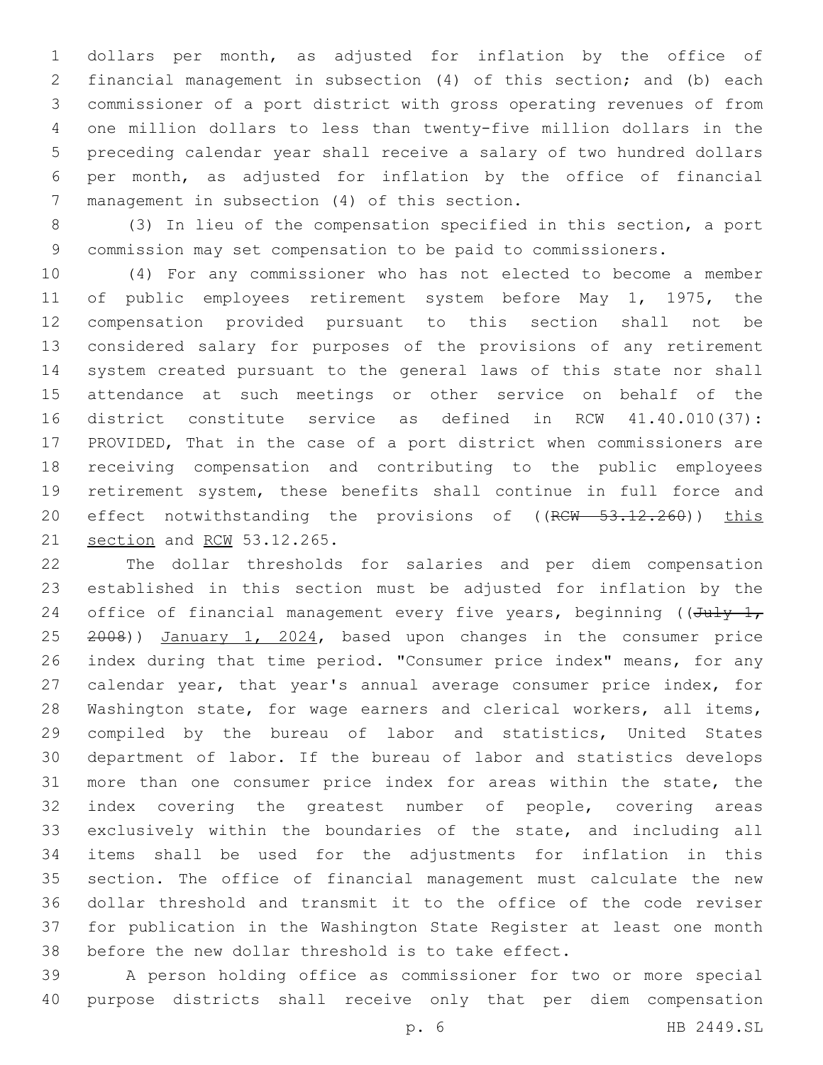dollars per month, as adjusted for inflation by the office of financial management in subsection (4) of this section; and (b) each commissioner of a port district with gross operating revenues of from one million dollars to less than twenty-five million dollars in the preceding calendar year shall receive a salary of two hundred dollars per month, as adjusted for inflation by the office of financial management in subsection (4) of this section.

(3) In lieu of the compensation specified in this section, a port commission may set compensation to be paid to commissioners.

(4) For any commissioner who has not elected to become a member of public employees retirement system before May 1, 1975, the compensation provided pursuant to this section shall not be considered salary for purposes of the provisions of any retirement system created pursuant to the general laws of this state nor shall attendance at such meetings or other service on behalf of the district constitute service as defined in RCW 41.40.010(37): PROVIDED, That in the case of a port district when commissioners are receiving compensation and contributing to the public employees retirement system, these benefits shall continue in full force and effect notwithstanding the provisions of ((~~RCW 53.12.260~~)) <u>this section</u> and <u>RCW</u> 53.12.265.

The dollar thresholds for salaries and per diem compensation established in this section must be adjusted for inflation by the office of financial management every five years, beginning ((~~July 1, 2008~~)) <u>January 1, 2024</u>, based upon changes in the consumer price index during that time period. "Consumer price index" means, for any calendar year, that year's annual average consumer price index, for Washington state, for wage earners and clerical workers, all items, compiled by the bureau of labor and statistics, United States department of labor. If the bureau of labor and statistics develops more than one consumer price index for areas within the state, the index covering the greatest number of people, covering areas exclusively within the boundaries of the state, and including all items shall be used for the adjustments for inflation in this section. The office of financial management must calculate the new dollar threshold and transmit it to the office of the code reviser for publication in the Washington State Register at least one month before the new dollar threshold is to take effect.

A person holding office as commissioner for two or more special purpose districts shall receive only that per diem compensation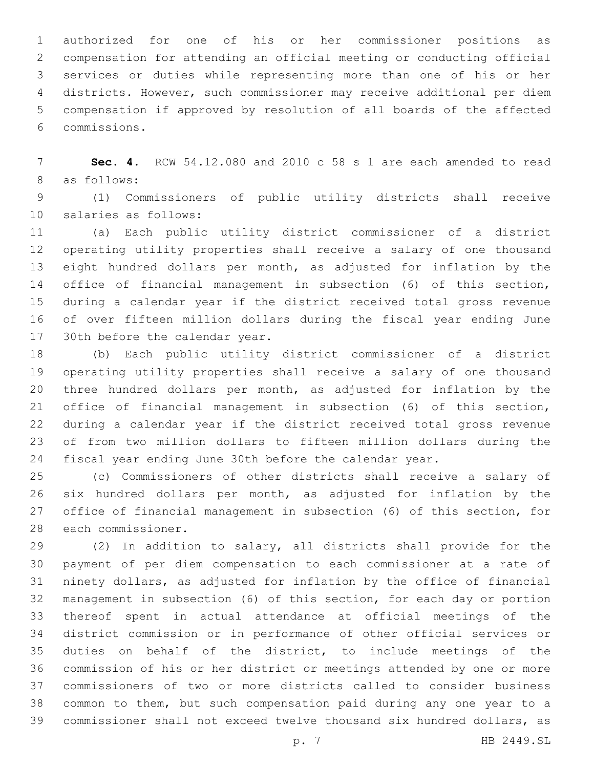authorized for one of his or her commissioner positions as compensation for attending an official meeting or conducting official services or duties while representing more than one of his or her districts. However, such commissioner may receive additional per diem compensation if approved by resolution of all boards of the affected commissions.

**Sec. 4.** RCW 54.12.080 and 2010 c 58 s 1 are each amended to read as follows:

(1) Commissioners of public utility districts shall receive salaries as follows:

(a) Each public utility district commissioner of a district operating utility properties shall receive a salary of one thousand eight hundred dollars per month, as adjusted for inflation by the office of financial management in subsection (6) of this section, during a calendar year if the district received total gross revenue of over fifteen million dollars during the fiscal year ending June 30th before the calendar year.

(b) Each public utility district commissioner of a district operating utility properties shall receive a salary of one thousand three hundred dollars per month, as adjusted for inflation by the office of financial management in subsection (6) of this section, during a calendar year if the district received total gross revenue of from two million dollars to fifteen million dollars during the fiscal year ending June 30th before the calendar year.

(c) Commissioners of other districts shall receive a salary of six hundred dollars per month, as adjusted for inflation by the office of financial management in subsection (6) of this section, for each commissioner.

(2) In addition to salary, all districts shall provide for the payment of per diem compensation to each commissioner at a rate of ninety dollars, as adjusted for inflation by the office of financial management in subsection (6) of this section, for each day or portion thereof spent in actual attendance at official meetings of the district commission or in performance of other official services or duties on behalf of the district, to include meetings of the commission of his or her district or meetings attended by one or more commissioners of two or more districts called to consider business common to them, but such compensation paid during any one year to a commissioner shall not exceed twelve thousand six hundred dollars, as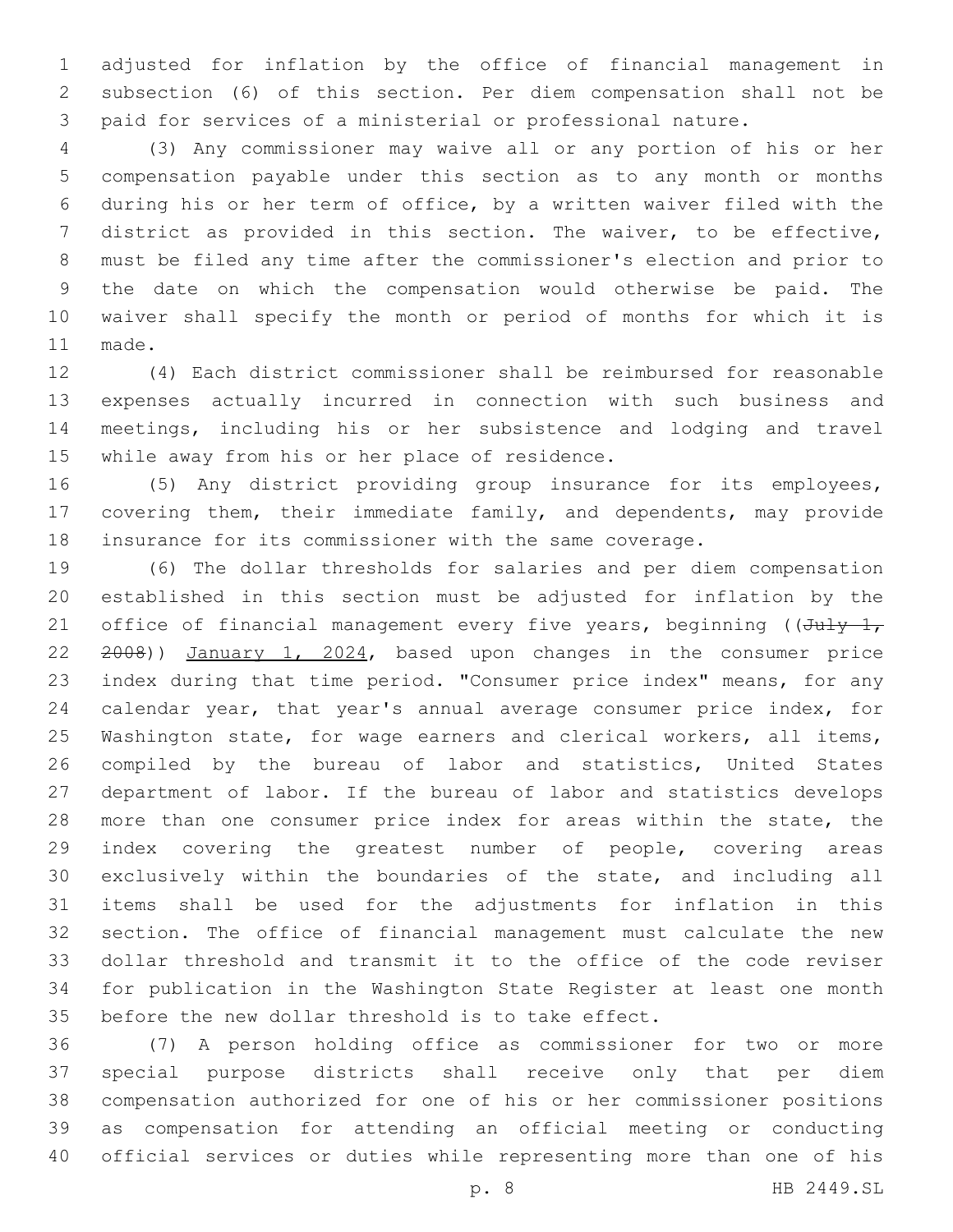adjusted for inflation by the office of financial management in subsection (6) of this section. Per diem compensation shall not be paid for services of a ministerial or professional nature.

(3) Any commissioner may waive all or any portion of his or her compensation payable under this section as to any month or months during his or her term of office, by a written waiver filed with the district as provided in this section. The waiver, to be effective, must be filed any time after the commissioner's election and prior to the date on which the compensation would otherwise be paid. The waiver shall specify the month or period of months for which it is made.

(4) Each district commissioner shall be reimbursed for reasonable expenses actually incurred in connection with such business and meetings, including his or her subsistence and lodging and travel while away from his or her place of residence.

(5) Any district providing group insurance for its employees, covering them, their immediate family, and dependents, may provide insurance for its commissioner with the same coverage.

(6) The dollar thresholds for salaries and per diem compensation established in this section must be adjusted for inflation by the office of financial management every five years, beginning ((~~July 1, 2008~~)) January 1, 2024, based upon changes in the consumer price index during that time period. "Consumer price index" means, for any calendar year, that year's annual average consumer price index, for Washington state, for wage earners and clerical workers, all items, compiled by the bureau of labor and statistics, United States department of labor. If the bureau of labor and statistics develops more than one consumer price index for areas within the state, the index covering the greatest number of people, covering areas exclusively within the boundaries of the state, and including all items shall be used for the adjustments for inflation in this section. The office of financial management must calculate the new dollar threshold and transmit it to the office of the code reviser for publication in the Washington State Register at least one month before the new dollar threshold is to take effect.

(7) A person holding office as commissioner for two or more special purpose districts shall receive only that per diem compensation authorized for one of his or her commissioner positions as compensation for attending an official meeting or conducting official services or duties while representing more than one of his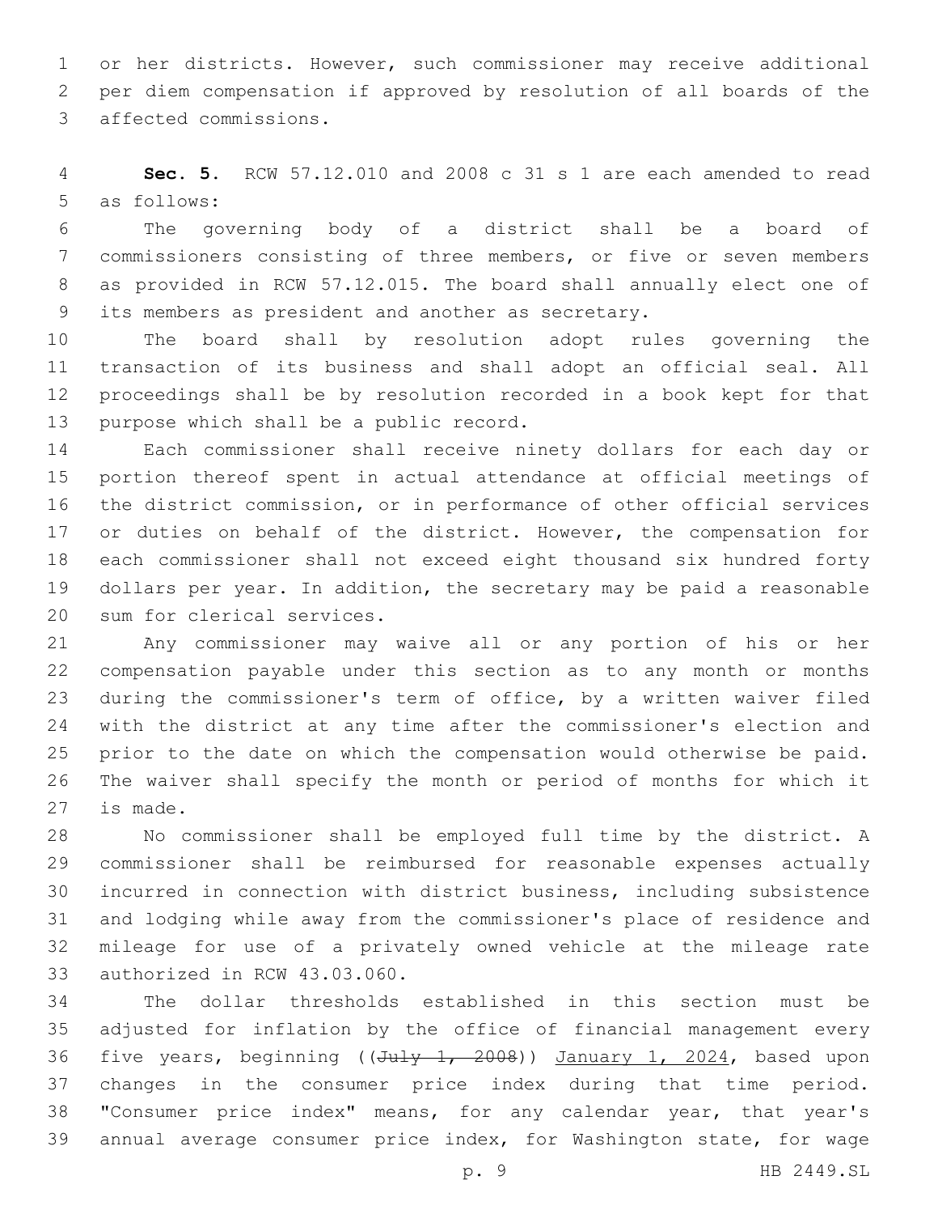or her districts. However, such commissioner may receive additional per diem compensation if approved by resolution of all boards of the affected commissions.

**Sec. 5.** RCW 57.12.010 and 2008 c 31 s 1 are each amended to read as follows:

The governing body of a district shall be a board of commissioners consisting of three members, or five or seven members as provided in RCW 57.12.015. The board shall annually elect one of its members as president and another as secretary.

The board shall by resolution adopt rules governing the transaction of its business and shall adopt an official seal. All proceedings shall be by resolution recorded in a book kept for that purpose which shall be a public record.

Each commissioner shall receive ninety dollars for each day or portion thereof spent in actual attendance at official meetings of the district commission, or in performance of other official services or duties on behalf of the district. However, the compensation for each commissioner shall not exceed eight thousand six hundred forty dollars per year. In addition, the secretary may be paid a reasonable sum for clerical services.

Any commissioner may waive all or any portion of his or her compensation payable under this section as to any month or months during the commissioner's term of office, by a written waiver filed with the district at any time after the commissioner's election and prior to the date on which the compensation would otherwise be paid. The waiver shall specify the month or period of months for which it is made.

No commissioner shall be employed full time by the district. A commissioner shall be reimbursed for reasonable expenses actually incurred in connection with district business, including subsistence and lodging while away from the commissioner's place of residence and mileage for use of a privately owned vehicle at the mileage rate authorized in RCW 43.03.060.

The dollar thresholds established in this section must be adjusted for inflation by the office of financial management every five years, beginning ((~~July 1, 2008~~)) <u>January 1, 2024</u>, based upon changes in the consumer price index during that time period. "Consumer price index" means, for any calendar year, that year's annual average consumer price index, for Washington state, for wage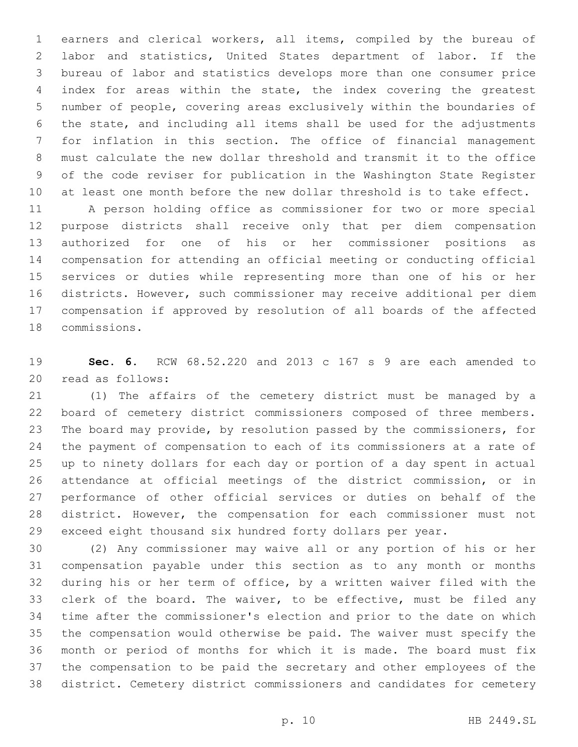earners and clerical workers, all items, compiled by the bureau of labor and statistics, United States department of labor. If the bureau of labor and statistics develops more than one consumer price index for areas within the state, the index covering the greatest number of people, covering areas exclusively within the boundaries of the state, and including all items shall be used for the adjustments for inflation in this section. The office of financial management must calculate the new dollar threshold and transmit it to the office of the code reviser for publication in the Washington State Register at least one month before the new dollar threshold is to take effect.

A person holding office as commissioner for two or more special purpose districts shall receive only that per diem compensation authorized for one of his or her commissioner positions as compensation for attending an official meeting or conducting official services or duties while representing more than one of his or her districts. However, such commissioner may receive additional per diem compensation if approved by resolution of all boards of the affected commissions.

**Sec. 6.** RCW 68.52.220 and 2013 c 167 s 9 are each amended to read as follows:

(1) The affairs of the cemetery district must be managed by a board of cemetery district commissioners composed of three members. The board may provide, by resolution passed by the commissioners, for the payment of compensation to each of its commissioners at a rate of up to ninety dollars for each day or portion of a day spent in actual attendance at official meetings of the district commission, or in performance of other official services or duties on behalf of the district. However, the compensation for each commissioner must not exceed eight thousand six hundred forty dollars per year.

(2) Any commissioner may waive all or any portion of his or her compensation payable under this section as to any month or months during his or her term of office, by a written waiver filed with the clerk of the board. The waiver, to be effective, must be filed any time after the commissioner's election and prior to the date on which the compensation would otherwise be paid. The waiver must specify the month or period of months for which it is made. The board must fix the compensation to be paid the secretary and other employees of the district. Cemetery district commissioners and candidates for cemetery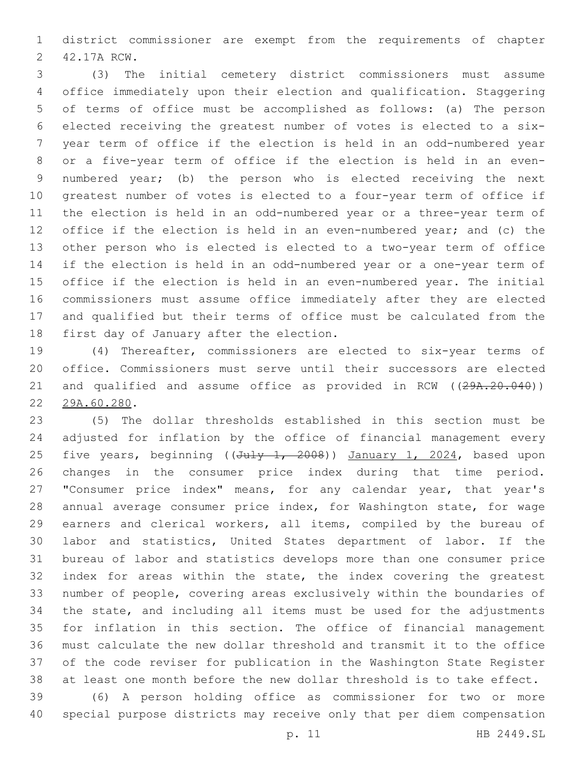district commissioner are exempt from the requirements of chapter 42.17A RCW.

(3) The initial cemetery district commissioners must assume office immediately upon their election and qualification. Staggering of terms of office must be accomplished as follows: (a) The person elected receiving the greatest number of votes is elected to a six-year term of office if the election is held in an odd-numbered year or a five-year term of office if the election is held in an even-numbered year; (b) the person who is elected receiving the next greatest number of votes is elected to a four-year term of office if the election is held in an odd-numbered year or a three-year term of office if the election is held in an even-numbered year; and (c) the other person who is elected is elected to a two-year term of office if the election is held in an odd-numbered year or a one-year term of office if the election is held in an even-numbered year. The initial commissioners must assume office immediately after they are elected and qualified but their terms of office must be calculated from the first day of January after the election.

(4) Thereafter, commissioners are elected to six-year terms of office. Commissioners must serve until their successors are elected and qualified and assume office as provided in RCW ((~~29A.20.040~~)) <u>29A.60.280</u>.

(5) The dollar thresholds established in this section must be adjusted for inflation by the office of financial management every five years, beginning ((~~July 1, 2008~~)) <u>January 1, 2024</u>, based upon changes in the consumer price index during that time period. "Consumer price index" means, for any calendar year, that year's annual average consumer price index, for Washington state, for wage earners and clerical workers, all items, compiled by the bureau of labor and statistics, United States department of labor. If the bureau of labor and statistics develops more than one consumer price index for areas within the state, the index covering the greatest number of people, covering areas exclusively within the boundaries of the state, and including all items must be used for the adjustments for inflation in this section. The office of financial management must calculate the new dollar threshold and transmit it to the office of the code reviser for publication in the Washington State Register at least one month before the new dollar threshold is to take effect.

(6) A person holding office as commissioner for two or more special purpose districts may receive only that per diem compensation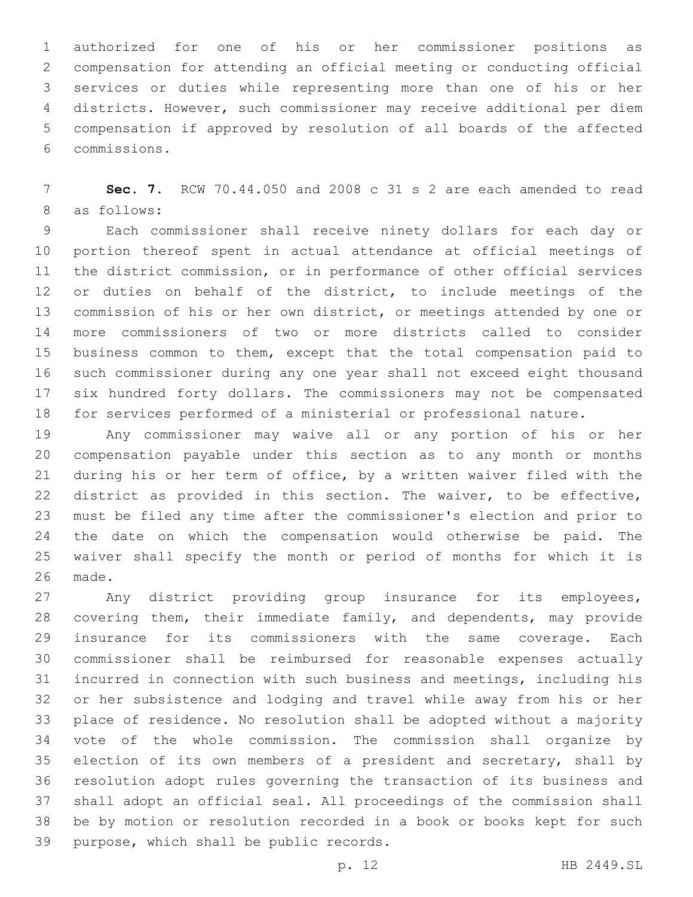authorized for one of his or her commissioner positions as compensation for attending an official meeting or conducting official services or duties while representing more than one of his or her districts. However, such commissioner may receive additional per diem compensation if approved by resolution of all boards of the affected commissions.

**Sec. 7.** RCW 70.44.050 and 2008 c 31 s 2 are each amended to read as follows:

Each commissioner shall receive ninety dollars for each day or portion thereof spent in actual attendance at official meetings of the district commission, or in performance of other official services or duties on behalf of the district, to include meetings of the commission of his or her own district, or meetings attended by one or more commissioners of two or more districts called to consider business common to them, except that the total compensation paid to such commissioner during any one year shall not exceed eight thousand six hundred forty dollars. The commissioners may not be compensated for services performed of a ministerial or professional nature.

Any commissioner may waive all or any portion of his or her compensation payable under this section as to any month or months during his or her term of office, by a written waiver filed with the district as provided in this section. The waiver, to be effective, must be filed any time after the commissioner's election and prior to the date on which the compensation would otherwise be paid. The waiver shall specify the month or period of months for which it is made.

Any district providing group insurance for its employees, covering them, their immediate family, and dependents, may provide insurance for its commissioners with the same coverage. Each commissioner shall be reimbursed for reasonable expenses actually incurred in connection with such business and meetings, including his or her subsistence and lodging and travel while away from his or her place of residence. No resolution shall be adopted without a majority vote of the whole commission. The commission shall organize by election of its own members of a president and secretary, shall by resolution adopt rules governing the transaction of its business and shall adopt an official seal. All proceedings of the commission shall be by motion or resolution recorded in a book or books kept for such purpose, which shall be public records.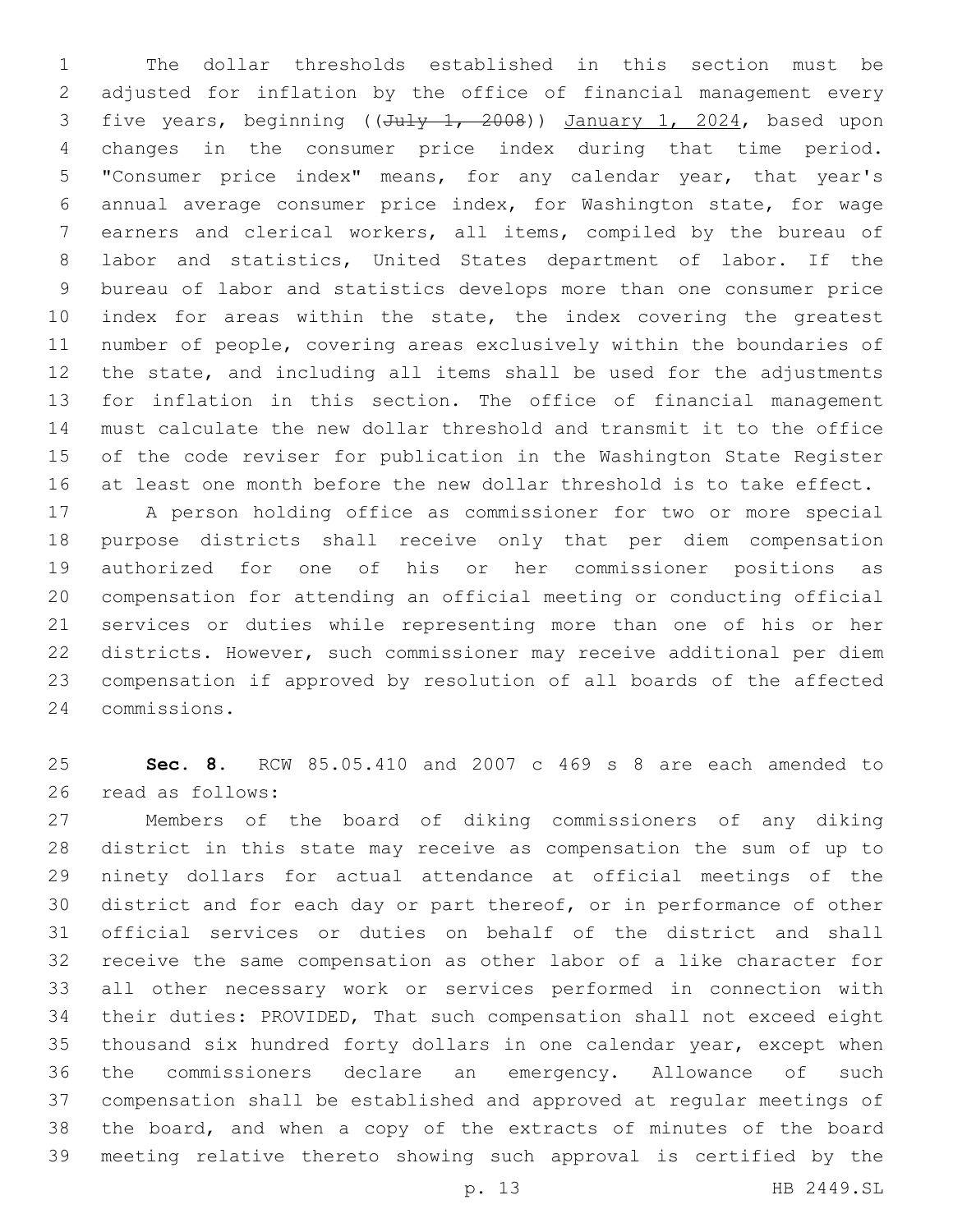The dollar thresholds established in this section must be adjusted for inflation by the office of financial management every five years, beginning ((~~July 1, 2008~~)) <u>January 1, 2024</u>, based upon changes in the consumer price index during that time period. "Consumer price index" means, for any calendar year, that year's annual average consumer price index, for Washington state, for wage earners and clerical workers, all items, compiled by the bureau of labor and statistics, United States department of labor. If the bureau of labor and statistics develops more than one consumer price index for areas within the state, the index covering the greatest number of people, covering areas exclusively within the boundaries of the state, and including all items shall be used for the adjustments for inflation in this section. The office of financial management must calculate the new dollar threshold and transmit it to the office of the code reviser for publication in the Washington State Register at least one month before the new dollar threshold is to take effect.

A person holding office as commissioner for two or more special purpose districts shall receive only that per diem compensation authorized for one of his or her commissioner positions as compensation for attending an official meeting or conducting official services or duties while representing more than one of his or her districts. However, such commissioner may receive additional per diem compensation if approved by resolution of all boards of the affected commissions.

**Sec. 8.** RCW 85.05.410 and 2007 c 469 s 8 are each amended to read as follows:

Members of the board of diking commissioners of any diking district in this state may receive as compensation the sum of up to ninety dollars for actual attendance at official meetings of the district and for each day or part thereof, or in performance of other official services or duties on behalf of the district and shall receive the same compensation as other labor of a like character for all other necessary work or services performed in connection with their duties: PROVIDED, That such compensation shall not exceed eight thousand six hundred forty dollars in one calendar year, except when the commissioners declare an emergency. Allowance of such compensation shall be established and approved at regular meetings of the board, and when a copy of the extracts of minutes of the board meeting relative thereto showing such approval is certified by the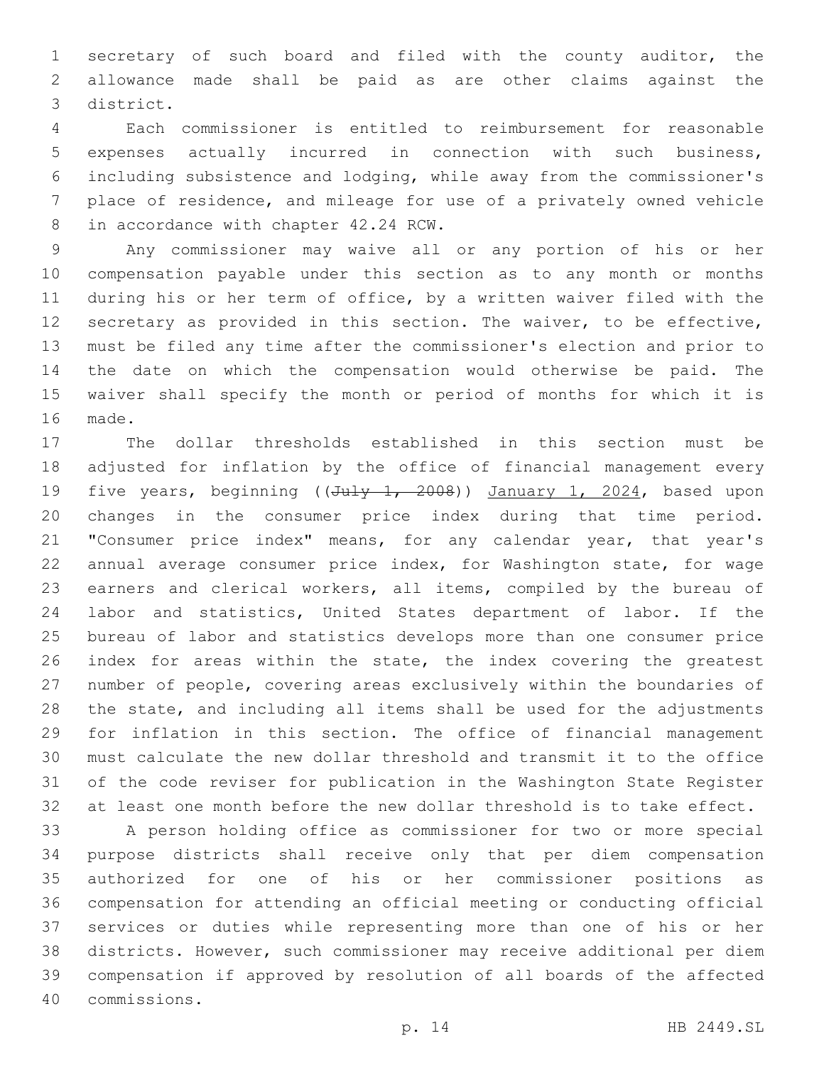secretary of such board and filed with the county auditor, the allowance made shall be paid as are other claims against the district.

Each commissioner is entitled to reimbursement for reasonable expenses actually incurred in connection with such business, including subsistence and lodging, while away from the commissioner's place of residence, and mileage for use of a privately owned vehicle in accordance with chapter 42.24 RCW.

Any commissioner may waive all or any portion of his or her compensation payable under this section as to any month or months during his or her term of office, by a written waiver filed with the secretary as provided in this section. The waiver, to be effective, must be filed any time after the commissioner's election and prior to the date on which the compensation would otherwise be paid. The waiver shall specify the month or period of months for which it is made.

The dollar thresholds established in this section must be adjusted for inflation by the office of financial management every five years, beginning ((~~July 1, 2008~~)) <u>January 1, 2024</u>, based upon changes in the consumer price index during that time period. "Consumer price index" means, for any calendar year, that year's annual average consumer price index, for Washington state, for wage earners and clerical workers, all items, compiled by the bureau of labor and statistics, United States department of labor. If the bureau of labor and statistics develops more than one consumer price index for areas within the state, the index covering the greatest number of people, covering areas exclusively within the boundaries of the state, and including all items shall be used for the adjustments for inflation in this section. The office of financial management must calculate the new dollar threshold and transmit it to the office of the code reviser for publication in the Washington State Register at least one month before the new dollar threshold is to take effect.

A person holding office as commissioner for two or more special purpose districts shall receive only that per diem compensation authorized for one of his or her commissioner positions as compensation for attending an official meeting or conducting official services or duties while representing more than one of his or her districts. However, such commissioner may receive additional per diem compensation if approved by resolution of all boards of the affected commissions.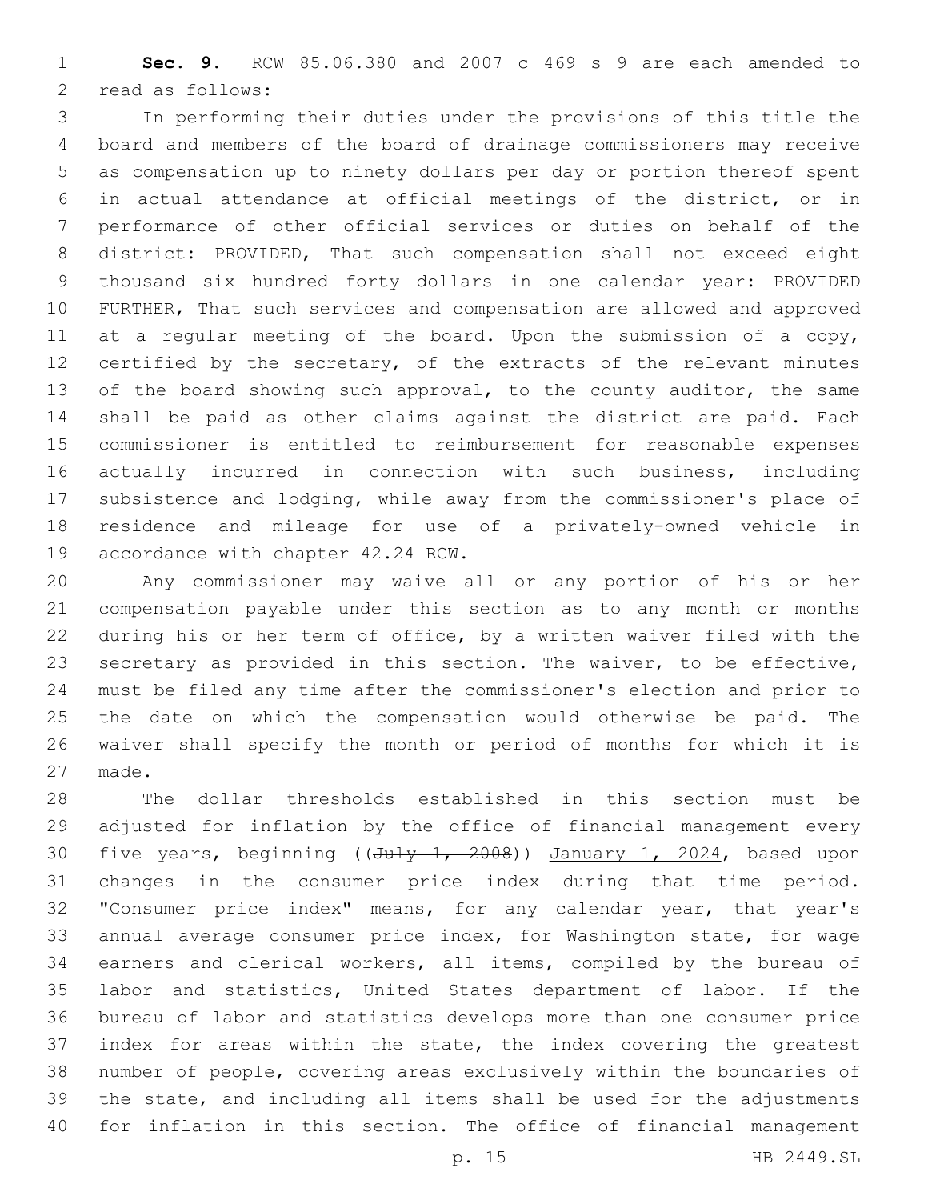**Sec. 9.** RCW 85.06.380 and 2007 c 469 s 9 are each amended to read as follows:

In performing their duties under the provisions of this title the board and members of the board of drainage commissioners may receive as compensation up to ninety dollars per day or portion thereof spent in actual attendance at official meetings of the district, or in performance of other official services or duties on behalf of the district: PROVIDED, That such compensation shall not exceed eight thousand six hundred forty dollars in one calendar year: PROVIDED FURTHER, That such services and compensation are allowed and approved at a regular meeting of the board. Upon the submission of a copy, certified by the secretary, of the extracts of the relevant minutes of the board showing such approval, to the county auditor, the same shall be paid as other claims against the district are paid. Each commissioner is entitled to reimbursement for reasonable expenses actually incurred in connection with such business, including subsistence and lodging, while away from the commissioner's place of residence and mileage for use of a privately-owned vehicle in accordance with chapter 42.24 RCW.

Any commissioner may waive all or any portion of his or her compensation payable under this section as to any month or months during his or her term of office, by a written waiver filed with the secretary as provided in this section. The waiver, to be effective, must be filed any time after the commissioner's election and prior to the date on which the compensation would otherwise be paid. The waiver shall specify the month or period of months for which it is made.

The dollar thresholds established in this section must be adjusted for inflation by the office of financial management every five years, beginning ((~~July 1, 2008~~)) January 1, 2024, based upon changes in the consumer price index during that time period. "Consumer price index" means, for any calendar year, that year's annual average consumer price index, for Washington state, for wage earners and clerical workers, all items, compiled by the bureau of labor and statistics, United States department of labor. If the bureau of labor and statistics develops more than one consumer price index for areas within the state, the index covering the greatest number of people, covering areas exclusively within the boundaries of the state, and including all items shall be used for the adjustments for inflation in this section. The office of financial management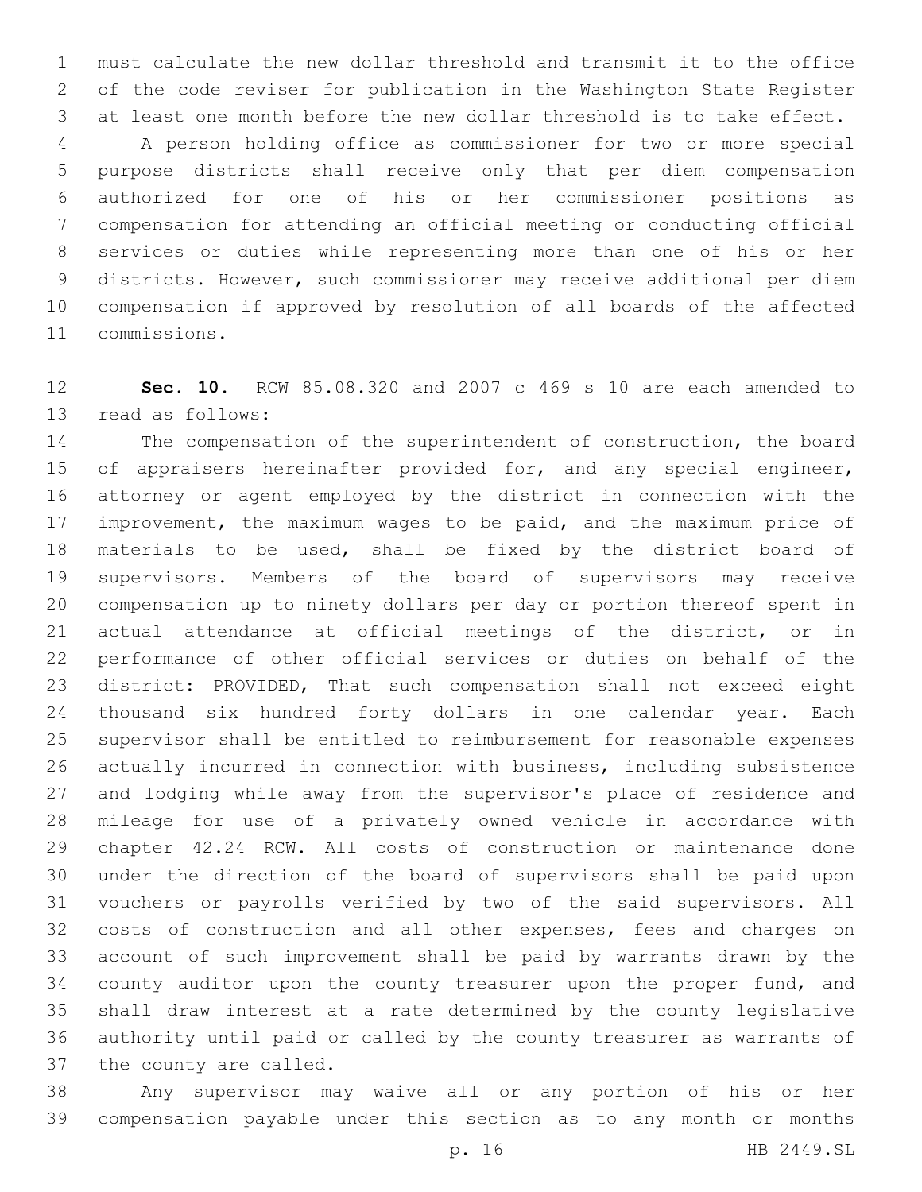must calculate the new dollar threshold and transmit it to the office of the code reviser for publication in the Washington State Register at least one month before the new dollar threshold is to take effect.

A person holding office as commissioner for two or more special purpose districts shall receive only that per diem compensation authorized for one of his or her commissioner positions as compensation for attending an official meeting or conducting official services or duties while representing more than one of his or her districts. However, such commissioner may receive additional per diem compensation if approved by resolution of all boards of the affected commissions.

**Sec. 10.** RCW 85.08.320 and 2007 c 469 s 10 are each amended to read as follows:

The compensation of the superintendent of construction, the board of appraisers hereinafter provided for, and any special engineer, attorney or agent employed by the district in connection with the improvement, the maximum wages to be paid, and the maximum price of materials to be used, shall be fixed by the district board of supervisors. Members of the board of supervisors may receive compensation up to ninety dollars per day or portion thereof spent in actual attendance at official meetings of the district, or in performance of other official services or duties on behalf of the district: PROVIDED, That such compensation shall not exceed eight thousand six hundred forty dollars in one calendar year. Each supervisor shall be entitled to reimbursement for reasonable expenses actually incurred in connection with business, including subsistence and lodging while away from the supervisor's place of residence and mileage for use of a privately owned vehicle in accordance with chapter 42.24 RCW. All costs of construction or maintenance done under the direction of the board of supervisors shall be paid upon vouchers or payrolls verified by two of the said supervisors. All costs of construction and all other expenses, fees and charges on account of such improvement shall be paid by warrants drawn by the county auditor upon the county treasurer upon the proper fund, and shall draw interest at a rate determined by the county legislative authority until paid or called by the county treasurer as warrants of the county are called.

Any supervisor may waive all or any portion of his or her compensation payable under this section as to any month or months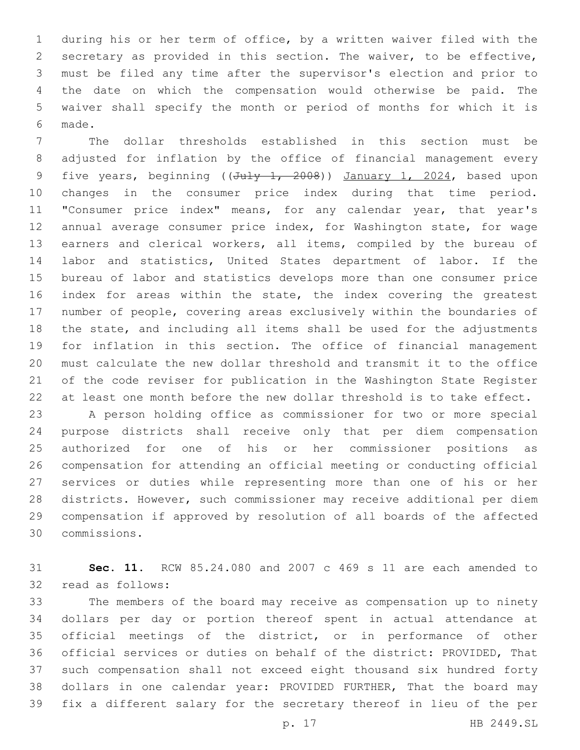during his or her term of office, by a written waiver filed with the secretary as provided in this section. The waiver, to be effective, must be filed any time after the supervisor's election and prior to the date on which the compensation would otherwise be paid. The waiver shall specify the month or period of months for which it is made.

The dollar thresholds established in this section must be adjusted for inflation by the office of financial management every five years, beginning ((~~July 1, 2008~~)) <u>January 1, 2024</u>, based upon changes in the consumer price index during that time period. "Consumer price index" means, for any calendar year, that year's annual average consumer price index, for Washington state, for wage earners and clerical workers, all items, compiled by the bureau of labor and statistics, United States department of labor. If the bureau of labor and statistics develops more than one consumer price index for areas within the state, the index covering the greatest number of people, covering areas exclusively within the boundaries of the state, and including all items shall be used for the adjustments for inflation in this section. The office of financial management must calculate the new dollar threshold and transmit it to the office of the code reviser for publication in the Washington State Register at least one month before the new dollar threshold is to take effect.

A person holding office as commissioner for two or more special purpose districts shall receive only that per diem compensation authorized for one of his or her commissioner positions as compensation for attending an official meeting or conducting official services or duties while representing more than one of his or her districts. However, such commissioner may receive additional per diem compensation if approved by resolution of all boards of the affected commissions.

**Sec. 11.** RCW 85.24.080 and 2007 c 469 s 11 are each amended to read as follows:

The members of the board may receive as compensation up to ninety dollars per day or portion thereof spent in actual attendance at official meetings of the district, or in performance of other official services or duties on behalf of the district: PROVIDED, That such compensation shall not exceed eight thousand six hundred forty dollars in one calendar year: PROVIDED FURTHER, That the board may fix a different salary for the secretary thereof in lieu of the per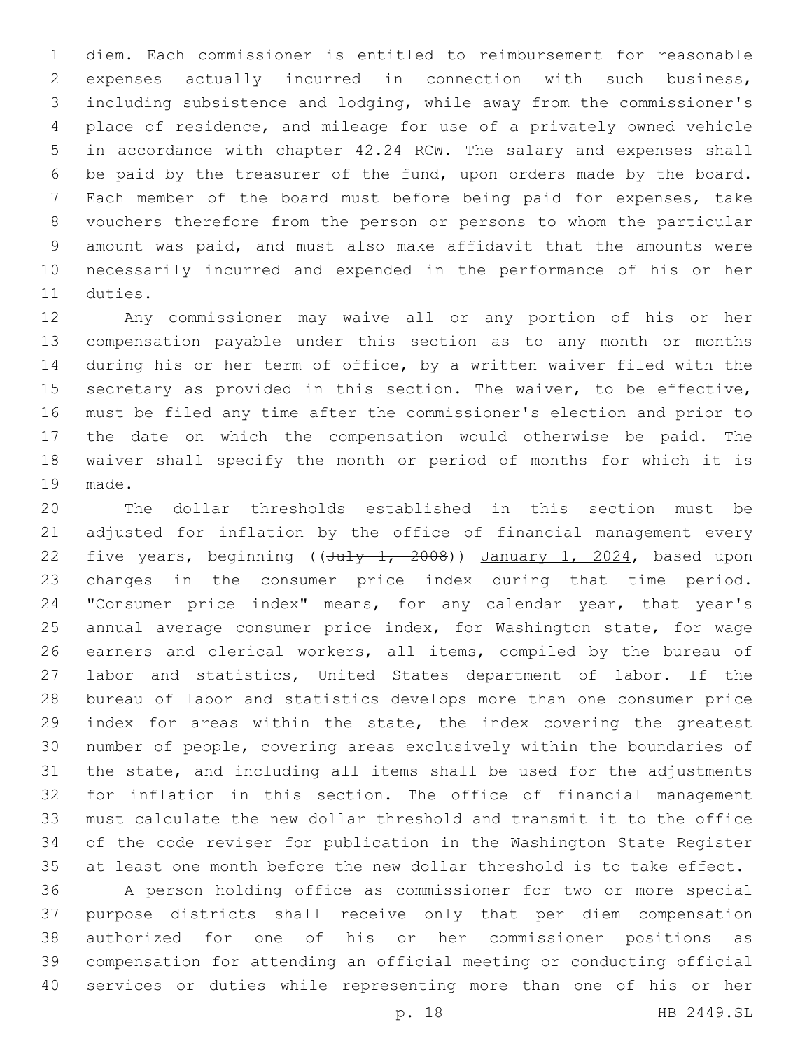diem. Each commissioner is entitled to reimbursement for reasonable expenses actually incurred in connection with such business, including subsistence and lodging, while away from the commissioner's place of residence, and mileage for use of a privately owned vehicle in accordance with chapter 42.24 RCW. The salary and expenses shall be paid by the treasurer of the fund, upon orders made by the board. Each member of the board must before being paid for expenses, take vouchers therefore from the person or persons to whom the particular amount was paid, and must also make affidavit that the amounts were necessarily incurred and expended in the performance of his or her duties.

Any commissioner may waive all or any portion of his or her compensation payable under this section as to any month or months during his or her term of office, by a written waiver filed with the secretary as provided in this section. The waiver, to be effective, must be filed any time after the commissioner's election and prior to the date on which the compensation would otherwise be paid. The waiver shall specify the month or period of months for which it is made.

The dollar thresholds established in this section must be adjusted for inflation by the office of financial management every five years, beginning ((~~July 1, 2008~~)) January 1, 2024, based upon changes in the consumer price index during that time period. "Consumer price index" means, for any calendar year, that year's annual average consumer price index, for Washington state, for wage earners and clerical workers, all items, compiled by the bureau of labor and statistics, United States department of labor. If the bureau of labor and statistics develops more than one consumer price index for areas within the state, the index covering the greatest number of people, covering areas exclusively within the boundaries of the state, and including all items shall be used for the adjustments for inflation in this section. The office of financial management must calculate the new dollar threshold and transmit it to the office of the code reviser for publication in the Washington State Register at least one month before the new dollar threshold is to take effect.

A person holding office as commissioner for two or more special purpose districts shall receive only that per diem compensation authorized for one of his or her commissioner positions as compensation for attending an official meeting or conducting official services or duties while representing more than one of his or her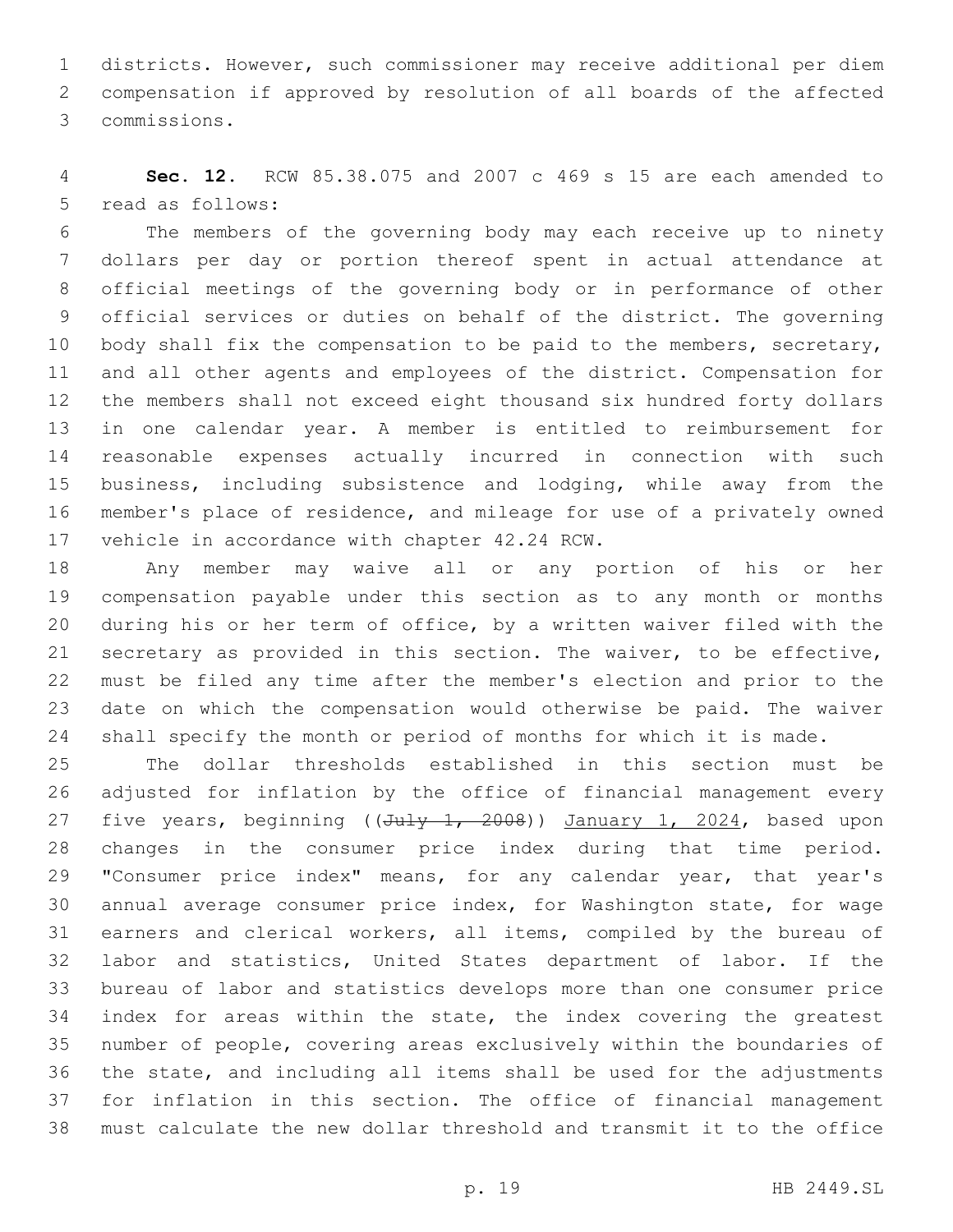districts. However, such commissioner may receive additional per diem compensation if approved by resolution of all boards of the affected commissions.

**Sec. 12.** RCW 85.38.075 and 2007 c 469 s 15 are each amended to read as follows:

The members of the governing body may each receive up to ninety dollars per day or portion thereof spent in actual attendance at official meetings of the governing body or in performance of other official services or duties on behalf of the district. The governing body shall fix the compensation to be paid to the members, secretary, and all other agents and employees of the district. Compensation for the members shall not exceed eight thousand six hundred forty dollars in one calendar year. A member is entitled to reimbursement for reasonable expenses actually incurred in connection with such business, including subsistence and lodging, while away from the member's place of residence, and mileage for use of a privately owned vehicle in accordance with chapter 42.24 RCW.

Any member may waive all or any portion of his or her compensation payable under this section as to any month or months during his or her term of office, by a written waiver filed with the secretary as provided in this section. The waiver, to be effective, must be filed any time after the member's election and prior to the date on which the compensation would otherwise be paid. The waiver shall specify the month or period of months for which it is made.

The dollar thresholds established in this section must be adjusted for inflation by the office of financial management every five years, beginning ((~~July 1, 2008~~)) <u>January 1, 2024</u>, based upon changes in the consumer price index during that time period. "Consumer price index" means, for any calendar year, that year's annual average consumer price index, for Washington state, for wage earners and clerical workers, all items, compiled by the bureau of labor and statistics, United States department of labor. If the bureau of labor and statistics develops more than one consumer price index for areas within the state, the index covering the greatest number of people, covering areas exclusively within the boundaries of the state, and including all items shall be used for the adjustments for inflation in this section. The office of financial management must calculate the new dollar threshold and transmit it to the office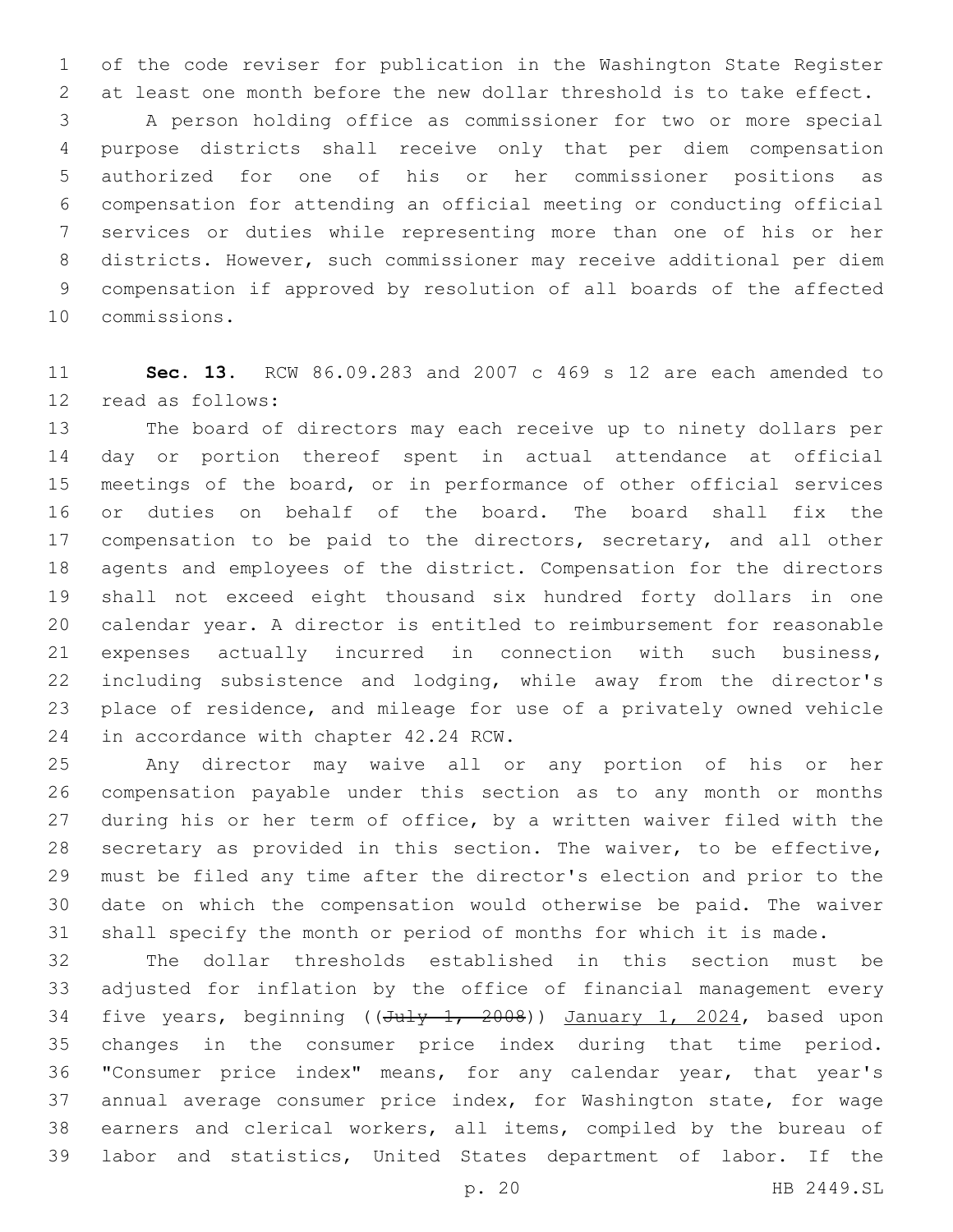of the code reviser for publication in the Washington State Register at least one month before the new dollar threshold is to take effect.

A person holding office as commissioner for two or more special purpose districts shall receive only that per diem compensation authorized for one of his or her commissioner positions as compensation for attending an official meeting or conducting official services or duties while representing more than one of his or her districts. However, such commissioner may receive additional per diem compensation if approved by resolution of all boards of the affected commissions.

**Sec. 13.** RCW 86.09.283 and 2007 c 469 s 12 are each amended to read as follows:

The board of directors may each receive up to ninety dollars per day or portion thereof spent in actual attendance at official meetings of the board, or in performance of other official services or duties on behalf of the board. The board shall fix the compensation to be paid to the directors, secretary, and all other agents and employees of the district. Compensation for the directors shall not exceed eight thousand six hundred forty dollars in one calendar year. A director is entitled to reimbursement for reasonable expenses actually incurred in connection with such business, including subsistence and lodging, while away from the director's place of residence, and mileage for use of a privately owned vehicle in accordance with chapter 42.24 RCW.

Any director may waive all or any portion of his or her compensation payable under this section as to any month or months during his or her term of office, by a written waiver filed with the secretary as provided in this section. The waiver, to be effective, must be filed any time after the director's election and prior to the date on which the compensation would otherwise be paid. The waiver shall specify the month or period of months for which it is made.

The dollar thresholds established in this section must be adjusted for inflation by the office of financial management every five years, beginning ((~~July 1, 2008~~)) <u>January 1, 2024</u>, based upon changes in the consumer price index during that time period. "Consumer price index" means, for any calendar year, that year's annual average consumer price index, for Washington state, for wage earners and clerical workers, all items, compiled by the bureau of labor and statistics, United States department of labor. If the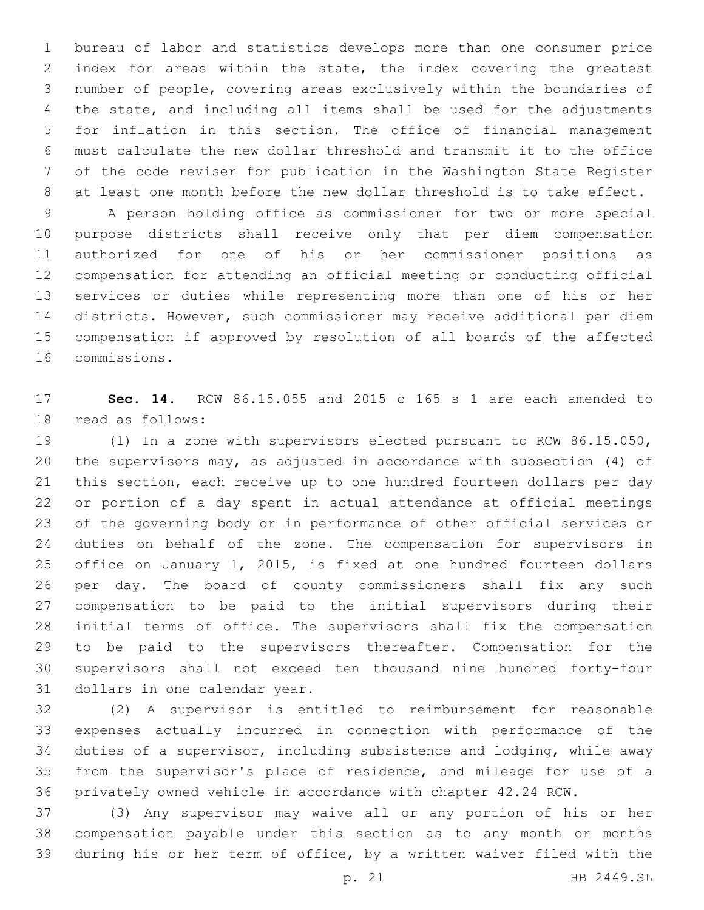bureau of labor and statistics develops more than one consumer price index for areas within the state, the index covering the greatest number of people, covering areas exclusively within the boundaries of the state, and including all items shall be used for the adjustments for inflation in this section. The office of financial management must calculate the new dollar threshold and transmit it to the office of the code reviser for publication in the Washington State Register at least one month before the new dollar threshold is to take effect.

A person holding office as commissioner for two or more special purpose districts shall receive only that per diem compensation authorized for one of his or her commissioner positions as compensation for attending an official meeting or conducting official services or duties while representing more than one of his or her districts. However, such commissioner may receive additional per diem compensation if approved by resolution of all boards of the affected commissions.

**Sec. 14.** RCW 86.15.055 and 2015 c 165 s 1 are each amended to read as follows:

(1) In a zone with supervisors elected pursuant to RCW 86.15.050, the supervisors may, as adjusted in accordance with subsection (4) of this section, each receive up to one hundred fourteen dollars per day or portion of a day spent in actual attendance at official meetings of the governing body or in performance of other official services or duties on behalf of the zone. The compensation for supervisors in office on January 1, 2015, is fixed at one hundred fourteen dollars per day. The board of county commissioners shall fix any such compensation to be paid to the initial supervisors during their initial terms of office. The supervisors shall fix the compensation to be paid to the supervisors thereafter. Compensation for the supervisors shall not exceed ten thousand nine hundred forty-four dollars in one calendar year.

(2) A supervisor is entitled to reimbursement for reasonable expenses actually incurred in connection with performance of the duties of a supervisor, including subsistence and lodging, while away from the supervisor's place of residence, and mileage for use of a privately owned vehicle in accordance with chapter 42.24 RCW.

(3) Any supervisor may waive all or any portion of his or her compensation payable under this section as to any month or months during his or her term of office, by a written waiver filed with the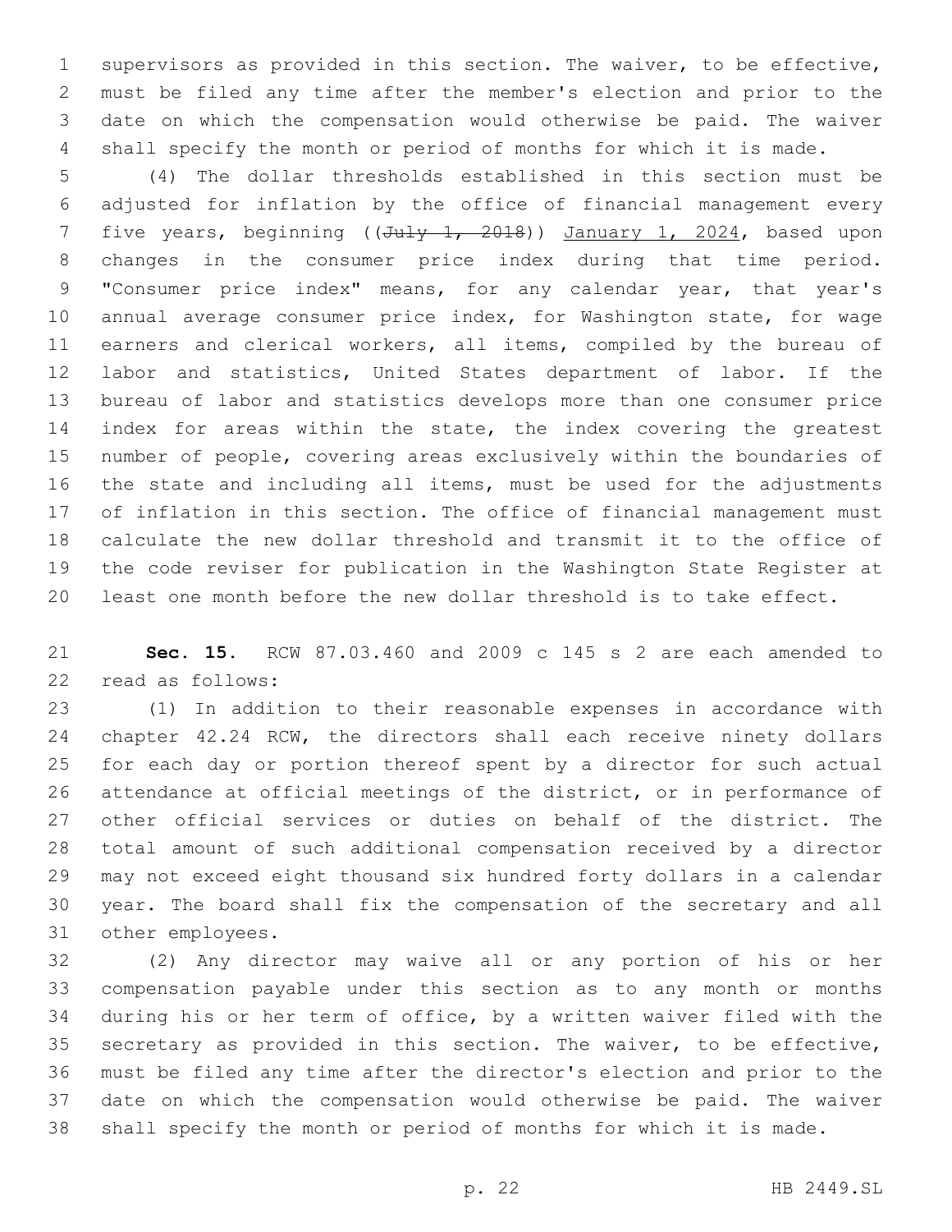supervisors as provided in this section. The waiver, to be effective, must be filed any time after the member's election and prior to the date on which the compensation would otherwise be paid. The waiver shall specify the month or period of months for which it is made.

(4) The dollar thresholds established in this section must be adjusted for inflation by the office of financial management every five years, beginning ((~~July 1, 2018~~)) <u>January 1, 2024</u>, based upon changes in the consumer price index during that time period. "Consumer price index" means, for any calendar year, that year's annual average consumer price index, for Washington state, for wage earners and clerical workers, all items, compiled by the bureau of labor and statistics, United States department of labor. If the bureau of labor and statistics develops more than one consumer price index for areas within the state, the index covering the greatest number of people, covering areas exclusively within the boundaries of the state and including all items, must be used for the adjustments of inflation in this section. The office of financial management must calculate the new dollar threshold and transmit it to the office of the code reviser for publication in the Washington State Register at least one month before the new dollar threshold is to take effect.

**Sec. 15.** RCW 87.03.460 and 2009 c 145 s 2 are each amended to read as follows:

(1) In addition to their reasonable expenses in accordance with chapter 42.24 RCW, the directors shall each receive ninety dollars for each day or portion thereof spent by a director for such actual attendance at official meetings of the district, or in performance of other official services or duties on behalf of the district. The total amount of such additional compensation received by a director may not exceed eight thousand six hundred forty dollars in a calendar year. The board shall fix the compensation of the secretary and all other employees.

(2) Any director may waive all or any portion of his or her compensation payable under this section as to any month or months during his or her term of office, by a written waiver filed with the secretary as provided in this section. The waiver, to be effective, must be filed any time after the director's election and prior to the date on which the compensation would otherwise be paid. The waiver shall specify the month or period of months for which it is made.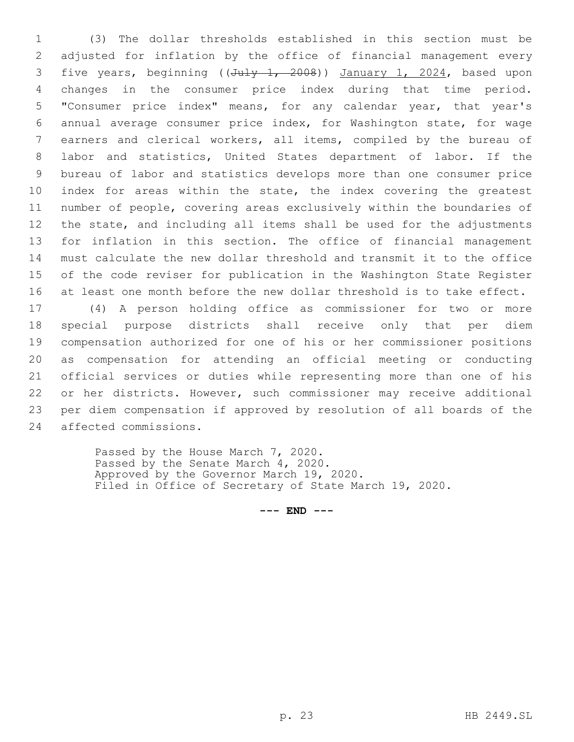(3) The dollar thresholds established in this section must be adjusted for inflation by the office of financial management every five years, beginning ((~~July 1, 2008~~)) <u>January 1, 2024</u>, based upon changes in the consumer price index during that time period. "Consumer price index" means, for any calendar year, that year's annual average consumer price index, for Washington state, for wage earners and clerical workers, all items, compiled by the bureau of labor and statistics, United States department of labor. If the bureau of labor and statistics develops more than one consumer price index for areas within the state, the index covering the greatest number of people, covering areas exclusively within the boundaries of the state, and including all items shall be used for the adjustments for inflation in this section. The office of financial management must calculate the new dollar threshold and transmit it to the office of the code reviser for publication in the Washington State Register at least one month before the new dollar threshold is to take effect.

(4) A person holding office as commissioner for two or more special purpose districts shall receive only that per diem compensation authorized for one of his or her commissioner positions as compensation for attending an official meeting or conducting official services or duties while representing more than one of his or her districts. However, such commissioner may receive additional per diem compensation if approved by resolution of all boards of the affected commissions.

Passed by the House March 7, 2020.
Passed by the Senate March 4, 2020.
Approved by the Governor March 19, 2020.
Filed in Office of Secretary of State March 19, 2020.

**--- END ---**